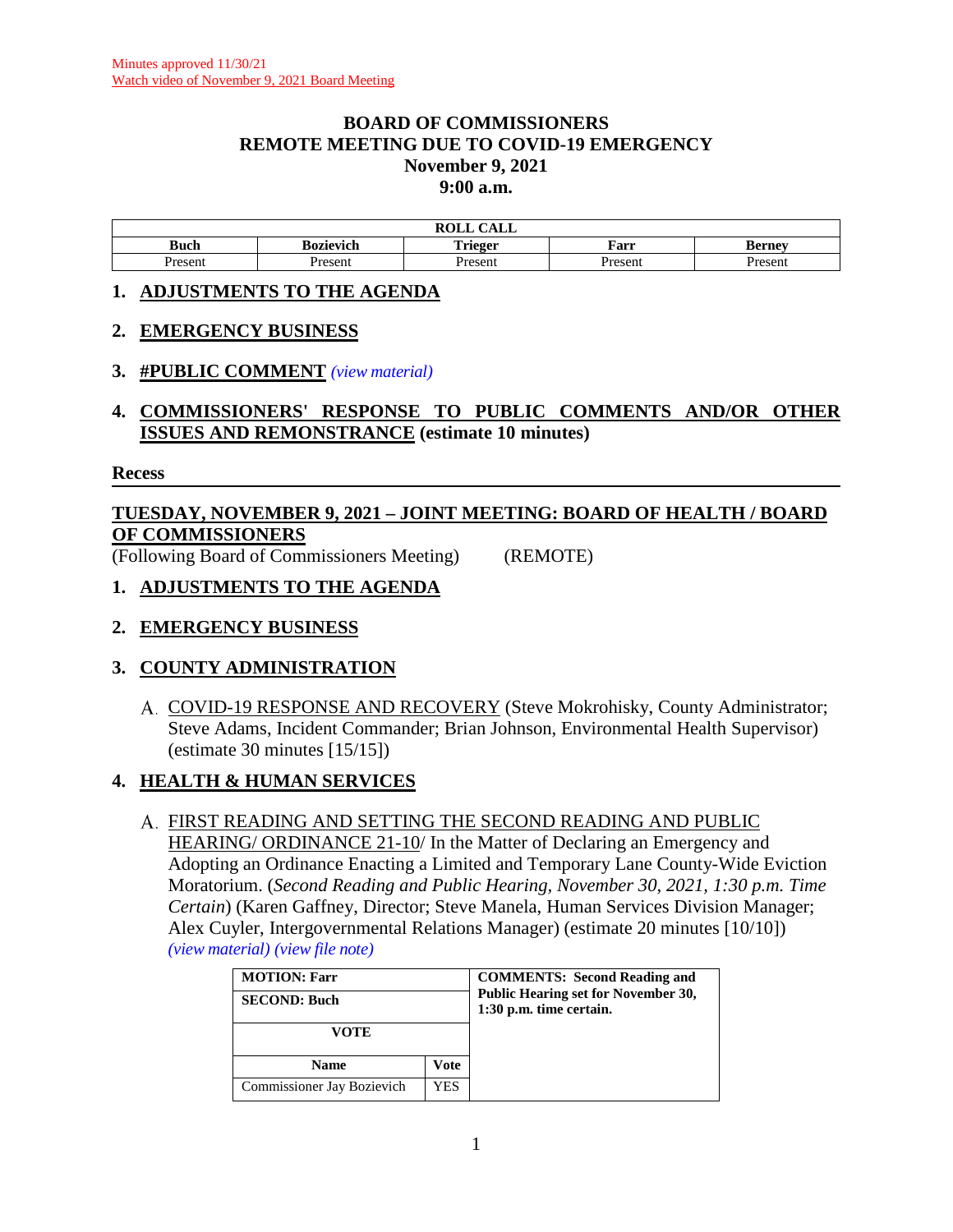Minutes approved 11/30/21
Watch video of November 9, 2021 Board Meeting

# BOARD OF COMMISSIONERS
# REMOTE MEETING DUE TO COVID-19 EMERGENCY
# November 9, 2021
# 9:00 a.m.

| ROLL CALL | | | | |
|---|---|---|---|---|
| **Buch** | **Bozievich** | **Trieger** | **Farr** | **Berney** |
| Present | Present | Present | Present | Present |

## 1. ADJUSTMENTS TO THE AGENDA

## 2. EMERGENCY BUSINESS

## 3. #PUBLIC COMMENT *(view material)*

## 4. COMMISSIONERS' RESPONSE TO PUBLIC COMMENTS AND/OR OTHER ISSUES AND REMONSTRANCE (estimate 10 minutes)

**Recess**

---

## TUESDAY, NOVEMBER 9, 2021 – JOINT MEETING: BOARD OF HEALTH / BOARD OF COMMISSIONERS

(Following Board of Commissioners Meeting) (REMOTE)

## 1. ADJUSTMENTS TO THE AGENDA

## 2. EMERGENCY BUSINESS

## 3. COUNTY ADMINISTRATION

A. COVID-19 RESPONSE AND RECOVERY (Steve Mokrohisky, County Administrator; Steve Adams, Incident Commander; Brian Johnson, Environmental Health Supervisor) (estimate 30 minutes [15/15])

## 4. HEALTH & HUMAN SERVICES

A. FIRST READING AND SETTING THE SECOND READING AND PUBLIC HEARING/ ORDINANCE 21-10/ In the Matter of Declaring an Emergency and Adopting an Ordinance Enacting a Limited and Temporary Lane County-Wide Eviction Moratorium. (*Second Reading and Public Hearing, November 30, 2021, 1:30 p.m. Time Certain*) (Karen Gaffney, Director; Steve Manela, Human Services Division Manager; Alex Cuyler, Intergovernmental Relations Manager) (estimate 20 minutes [10/10]) *(view material) (view file note)*

| **MOTION: Farr** | | **COMMENTS: Second Reading and Public Hearing set for November 30, 1:30 p.m. time certain.** |
|---|---|---|
| **SECOND: Buch** | | |
| **VOTE** | | |
| **Name** | **Vote** | |
| Commissioner Jay Bozievich | YES | |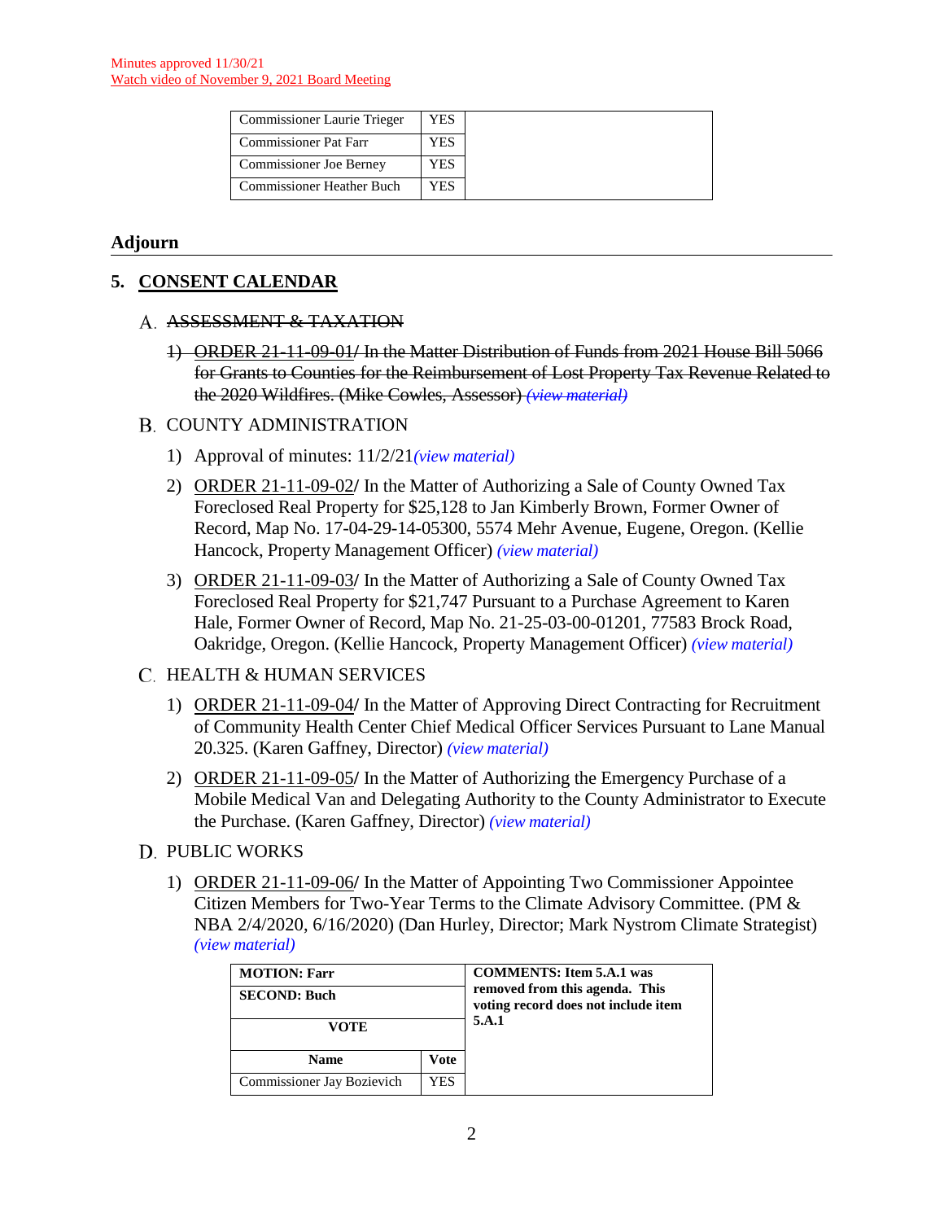Minutes approved 11/30/21
Watch video of November 9, 2021 Board Meeting

| | | |
|---|---|---|
| Commissioner Laurie Trieger | YES | |
| Commissioner Pat Farr | YES | |
| Commissioner Joe Berney | YES | |
| Commissioner Heather Buch | YES | |

## Adjourn

## 5. CONSENT CALENDAR

A. ~~ASSESSMENT & TAXATION~~

1) ~~ORDER 21-11-09-01/ In the Matter Distribution of Funds from 2021 House Bill 5066 for Grants to Counties for the Reimbursement of Lost Property Tax Revenue Related to the 2020 Wildfires. (Mike Cowles, Assessor) *(view material)*~~

B. COUNTY ADMINISTRATION

1) Approval of minutes: 11/2/21*(view material)*

2) ORDER 21-11-09-02/ In the Matter of Authorizing a Sale of County Owned Tax Foreclosed Real Property for $25,128 to Jan Kimberly Brown, Former Owner of Record, Map No. 17-04-29-14-05300, 5574 Mehr Avenue, Eugene, Oregon. (Kellie Hancock, Property Management Officer) *(view material)*

3) ORDER 21-11-09-03/ In the Matter of Authorizing a Sale of County Owned Tax Foreclosed Real Property for $21,747 Pursuant to a Purchase Agreement to Karen Hale, Former Owner of Record, Map No. 21-25-03-00-01201, 77583 Brock Road, Oakridge, Oregon. (Kellie Hancock, Property Management Officer) *(view material)*

C. HEALTH & HUMAN SERVICES

1) ORDER 21-11-09-04/ In the Matter of Approving Direct Contracting for Recruitment of Community Health Center Chief Medical Officer Services Pursuant to Lane Manual 20.325. (Karen Gaffney, Director) *(view material)*

2) ORDER 21-11-09-05/ In the Matter of Authorizing the Emergency Purchase of a Mobile Medical Van and Delegating Authority to the County Administrator to Execute the Purchase. (Karen Gaffney, Director) *(view material)*

D. PUBLIC WORKS

1) ORDER 21-11-09-06/ In the Matter of Appointing Two Commissioner Appointee Citizen Members for Two-Year Terms to the Climate Advisory Committee. (PM & NBA 2/4/2020, 6/16/2020) (Dan Hurley, Director; Mark Nystrom Climate Strategist) *(view material)*

| **MOTION: Farr** | | **COMMENTS: Item 5.A.1 was removed from this agenda. This voting record does not include item 5.A.1** |
|---|---|---|
| **SECOND: Buch** | | |
| **VOTE** | | |
| **Name** | **Vote** | |
| Commissioner Jay Bozievich | YES | |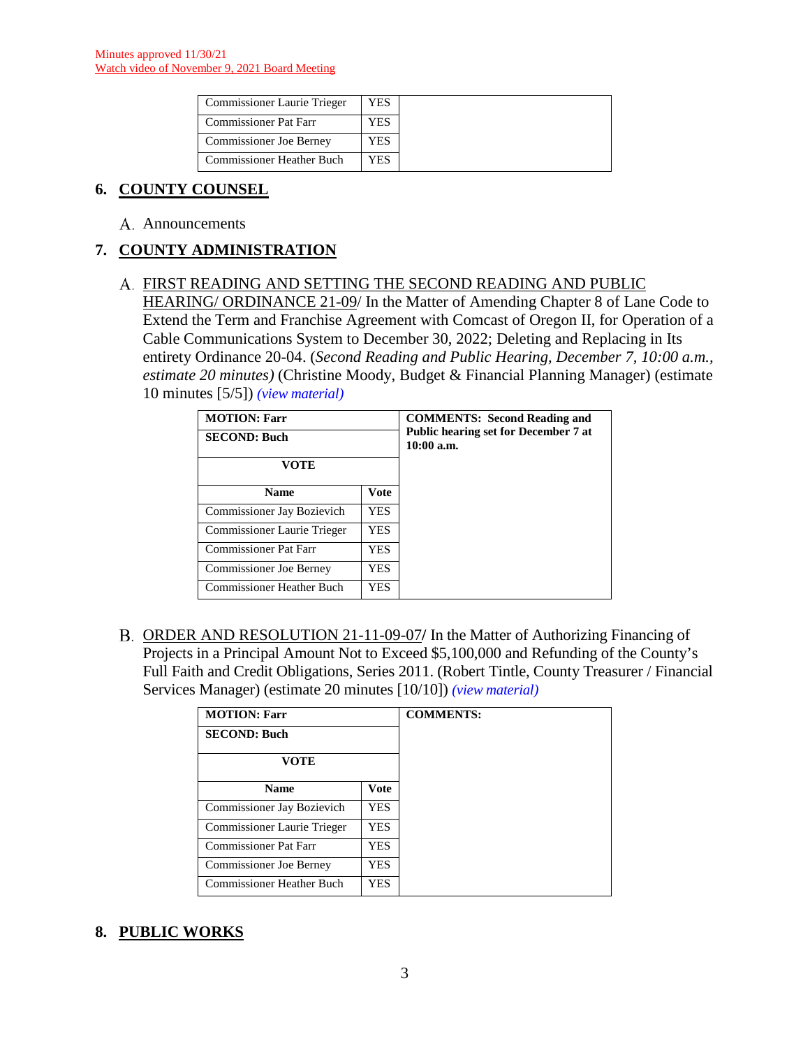Minutes approved 11/30/21
Watch video of November 9, 2021 Board Meeting

| | | |
|---|---|---|
| Commissioner Laurie Trieger | YES | |
| Commissioner Pat Farr | YES | |
| Commissioner Joe Berney | YES | |
| Commissioner Heather Buch | YES | |

## 6. COUNTY COUNSEL

A. Announcements

## 7. COUNTY ADMINISTRATION

A. FIRST READING AND SETTING THE SECOND READING AND PUBLIC HEARING/ ORDINANCE 21-09/ In the Matter of Amending Chapter 8 of Lane Code to Extend the Term and Franchise Agreement with Comcast of Oregon II, for Operation of a Cable Communications System to December 30, 2022; Deleting and Replacing in Its entirety Ordinance 20-04. (*Second Reading and Public Hearing, December 7, 10:00 a.m., estimate 20 minutes)* (Christine Moody, Budget & Financial Planning Manager) (estimate 10 minutes [5/5]) *(view material)*

| MOTION: Farr | | COMMENTS: Second Reading and Public hearing set for December 7 at 10:00 a.m. |
|---|---|---|
| **SECOND: Buch** | | |
| **VOTE** | | |
| **Name** | **Vote** | |
| Commissioner Jay Bozievich | YES | |
| Commissioner Laurie Trieger | YES | |
| Commissioner Pat Farr | YES | |
| Commissioner Joe Berney | YES | |
| Commissioner Heather Buch | YES | |

B. ORDER AND RESOLUTION 21-11-09-07/ In the Matter of Authorizing Financing of Projects in a Principal Amount Not to Exceed $5,100,000 and Refunding of the County's Full Faith and Credit Obligations, Series 2011. (Robert Tintle, County Treasurer / Financial Services Manager) (estimate 20 minutes [10/10]) *(view material)*

| MOTION: Farr | | COMMENTS: |
|---|---|---|
| **SECOND: Buch** | | |
| **VOTE** | | |
| **Name** | **Vote** | |
| Commissioner Jay Bozievich | YES | |
| Commissioner Laurie Trieger | YES | |
| Commissioner Pat Farr | YES | |
| Commissioner Joe Berney | YES | |
| Commissioner Heather Buch | YES | |

## 8. PUBLIC WORKS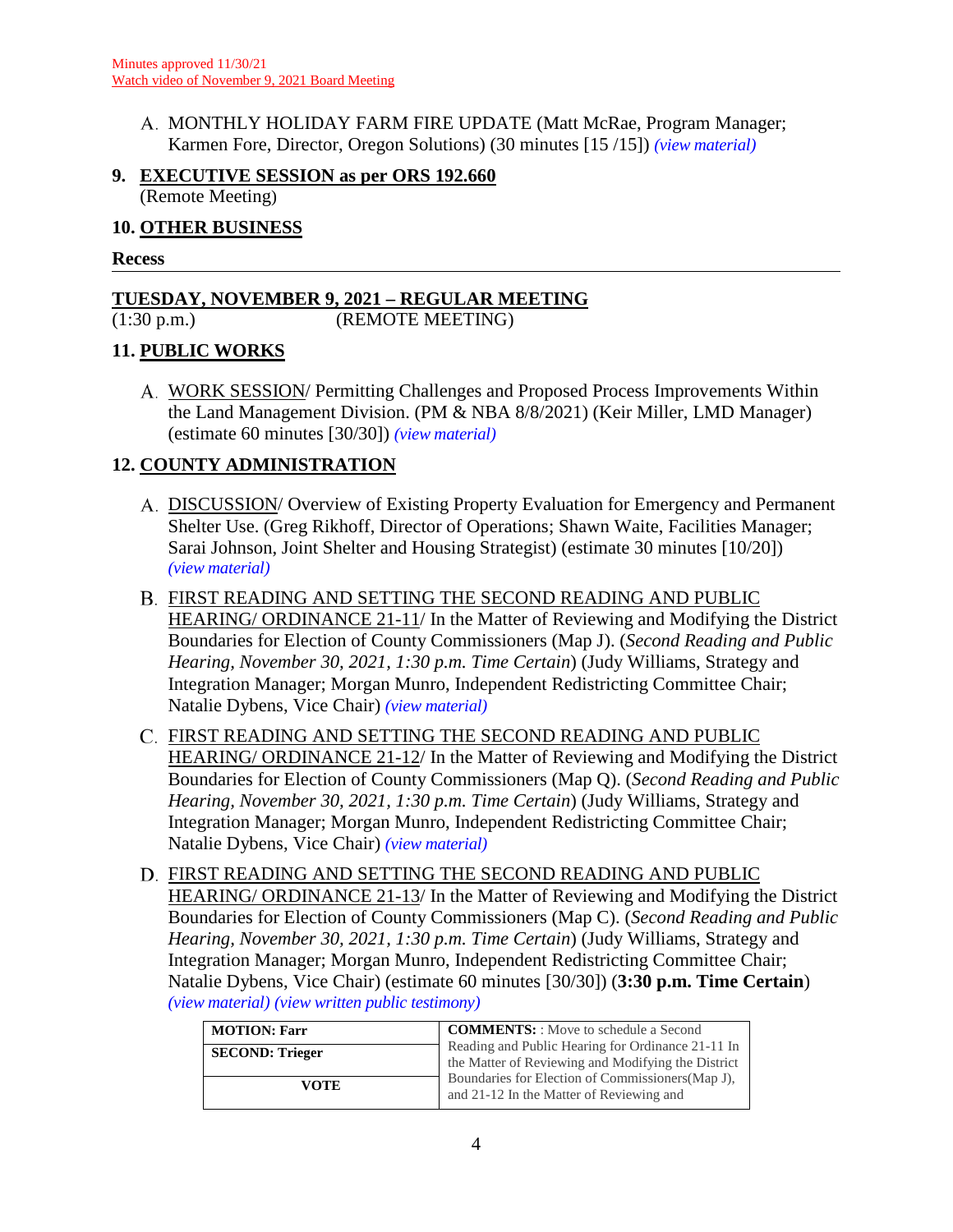Minutes approved 11/30/21
Watch video of November 9, 2021 Board Meeting

A. MONTHLY HOLIDAY FARM FIRE UPDATE (Matt McRae, Program Manager; Karmen Fore, Director, Oregon Solutions) (30 minutes [15 /15]) *(view material)*

**9. EXECUTIVE SESSION as per ORS 192.660**
(Remote Meeting)

**10. OTHER BUSINESS**

**Recess**

---

**TUESDAY, NOVEMBER 9, 2021 – REGULAR MEETING**
(1:30 p.m.) (REMOTE MEETING)

**11. PUBLIC WORKS**

A. WORK SESSION/ Permitting Challenges and Proposed Process Improvements Within the Land Management Division. (PM & NBA 8/8/2021) (Keir Miller, LMD Manager) (estimate 60 minutes [30/30]) *(view material)*

**12. COUNTY ADMINISTRATION**

A. DISCUSSION/ Overview of Existing Property Evaluation for Emergency and Permanent Shelter Use. (Greg Rikhoff, Director of Operations; Shawn Waite, Facilities Manager; Sarai Johnson, Joint Shelter and Housing Strategist) (estimate 30 minutes [10/20]) *(view material)*

B. FIRST READING AND SETTING THE SECOND READING AND PUBLIC HEARING/ ORDINANCE 21-11/ In the Matter of Reviewing and Modifying the District Boundaries for Election of County Commissioners (Map J). (*Second Reading and Public Hearing, November 30, 2021, 1:30 p.m. Time Certain*) (Judy Williams, Strategy and Integration Manager; Morgan Munro, Independent Redistricting Committee Chair; Natalie Dybens, Vice Chair) *(view material)*

C. FIRST READING AND SETTING THE SECOND READING AND PUBLIC HEARING/ ORDINANCE 21-12/ In the Matter of Reviewing and Modifying the District Boundaries for Election of County Commissioners (Map Q). (*Second Reading and Public Hearing, November 30, 2021, 1:30 p.m. Time Certain*) (Judy Williams, Strategy and Integration Manager; Morgan Munro, Independent Redistricting Committee Chair; Natalie Dybens, Vice Chair) *(view material)*

D. FIRST READING AND SETTING THE SECOND READING AND PUBLIC HEARING/ ORDINANCE 21-13/ In the Matter of Reviewing and Modifying the District Boundaries for Election of County Commissioners (Map C). (*Second Reading and Public Hearing, November 30, 2021, 1:30 p.m. Time Certain*) (Judy Williams, Strategy and Integration Manager; Morgan Munro, Independent Redistricting Committee Chair; Natalie Dybens, Vice Chair) (estimate 60 minutes [30/30]) (**3:30 p.m. Time Certain**) *(view material) (view written public testimony)*

| **MOTION: Farr** | **COMMENTS:** : Move to schedule a Second Reading and Public Hearing for Ordinance 21-11 In the Matter of Reviewing and Modifying the District Boundaries for Election of Commissioners(Map J), and 21-12 In the Matter of Reviewing and |
|---|---|
| **SECOND: Trieger** | |
| **VOTE** | |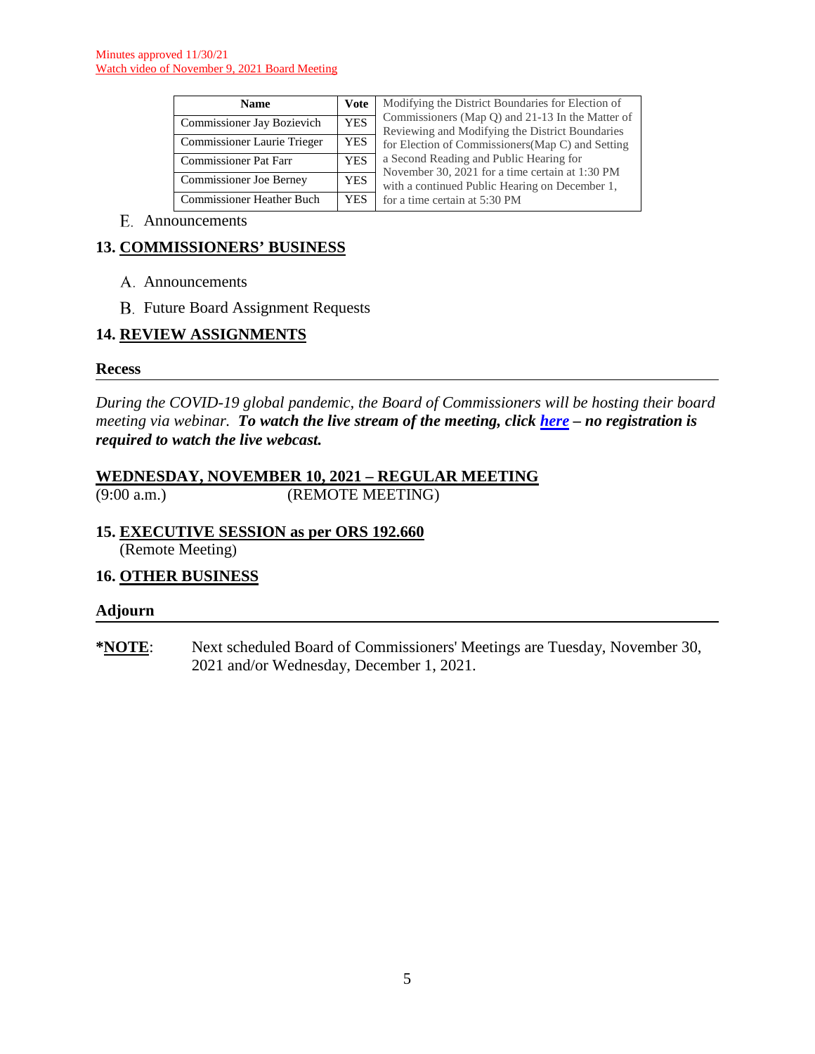Minutes approved 11/30/21
Watch video of November 9, 2021 Board Meeting

| Name | Vote | Modifying the District Boundaries for Election of Commissioners (Map Q) and 21-13 In the Matter of Reviewing and Modifying the District Boundaries for Election of Commissioners(Map C) and Setting a Second Reading and Public Hearing for November 30, 2021 for a time certain at 1:30 PM with a continued Public Hearing on December 1, for a time certain at 5:30 PM |
|---|---|---|
| Commissioner Jay Bozievich | YES | |
| Commissioner Laurie Trieger | YES | |
| Commissioner Pat Farr | YES | |
| Commissioner Joe Berney | YES | |
| Commissioner Heather Buch | YES | |

E. Announcements

## 13. COMMISSIONERS' BUSINESS

A. Announcements

B. Future Board Assignment Requests

## 14. REVIEW ASSIGNMENTS

### Recess

*During the COVID-19 global pandemic, the Board of Commissioners will be hosting their board meeting via webinar.* ***To watch the live stream of the meeting, click here – no registration is required to watch the live webcast.***

## WEDNESDAY, NOVEMBER 10, 2021 – REGULAR MEETING

(9:00 a.m.) (REMOTE MEETING)

## 15. EXECUTIVE SESSION as per ORS 192.660

(Remote Meeting)

## 16. OTHER BUSINESS

### Adjourn

***NOTE**: Next scheduled Board of Commissioners' Meetings are Tuesday, November 30, 2021 and/or Wednesday, December 1, 2021.